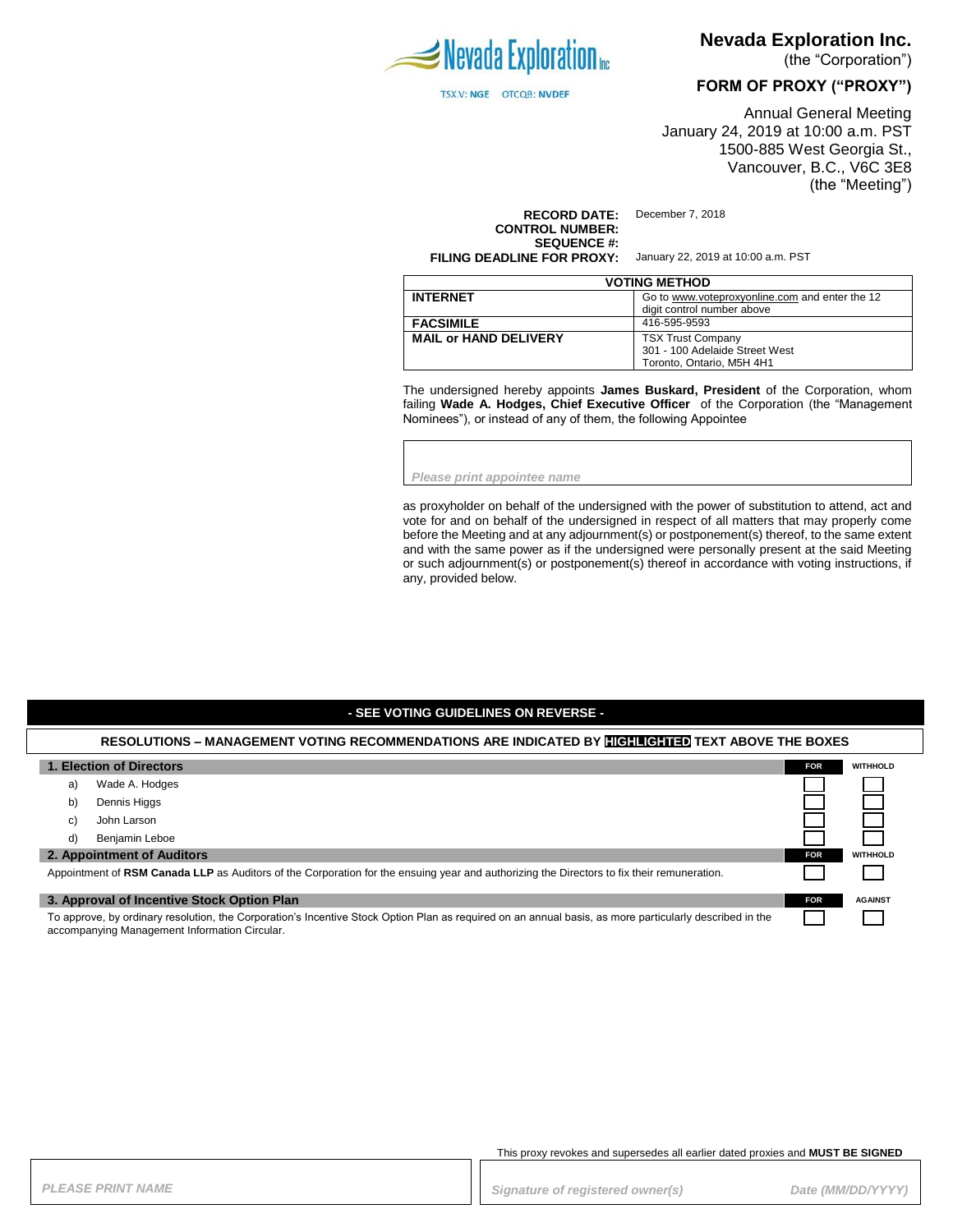Nevada Exploration Inc

TSX.V: NGE OTCQB: NVDEF

# Nevada Exploration Inc.

(the "Corporation")

## FORM OF PROXY ("PROXY")

Annual General Meeting
January 24, 2019 at 10:00 a.m. PST
1500-885 West Georgia St.,
Vancouver, B.C., V6C 3E8
(the "Meeting")

**RECORD DATE:** December 7, 2018
**CONTROL NUMBER:**
**SEQUENCE #:**
**FILING DEADLINE FOR PROXY:** January 22, 2019 at 10:00 a.m. PST

| VOTING METHOD | |
|---|---|
| **INTERNET** | Go to www.voteproxyonline.com and enter the 12 digit control number above |
| **FACSIMILE** | 416-595-9593 |
| **MAIL or HAND DELIVERY** | TSX Trust Company<br>301 - 100 Adelaide Street West<br>Toronto, Ontario, M5H 4H1 |

The undersigned hereby appoints **James Buskard, President** of the Corporation, whom failing **Wade A. Hodges, Chief Executive Officer** of the Corporation (the "Management Nominees"), or instead of any of them, the following Appointee

*Please print appointee name*

as proxyholder on behalf of the undersigned with the power of substitution to attend, act and vote for and on behalf of the undersigned in respect of all matters that may properly come before the Meeting and at any adjournment(s) or postponement(s) thereof, to the same extent and with the same power as if the undersigned were personally present at the said Meeting or such adjournment(s) or postponement(s) thereof in accordance with voting instructions, if any, provided below.

**- SEE VOTING GUIDELINES ON REVERSE -**

**RESOLUTIONS – MANAGEMENT VOTING RECOMMENDATIONS ARE INDICATED BY HIGHLIGHTED TEXT ABOVE THE BOXES**

| **1. Election of Directors** | **FOR** | **WITHHOLD** |
|---|---|---|
| a) Wade A. Hodges | ☐ | ☐ |
| b) Dennis Higgs | ☐ | ☐ |
| c) John Larson | ☐ | ☐ |
| d) Benjamin Leboe | ☐ | ☐ |

| **2. Appointment of Auditors** | **FOR** | **WITHHOLD** |
|---|---|---|
| Appointment of **RSM Canada LLP** as Auditors of the Corporation for the ensuing year and authorizing the Directors to fix their remuneration. | ☐ | ☐ |

| **3. Approval of Incentive Stock Option Plan** | **FOR** | **AGAINST** |
|---|---|---|
| To approve, by ordinary resolution, the Corporation's Incentive Stock Option Plan as required on an annual basis, as more particularly described in the accompanying Management Information Circular. | ☐ | ☐ |

This proxy revokes and supersedes all earlier dated proxies and **MUST BE SIGNED**

*PLEASE PRINT NAME*

*Signature of registered owner(s)* *Date (MM/DD/YYYY)*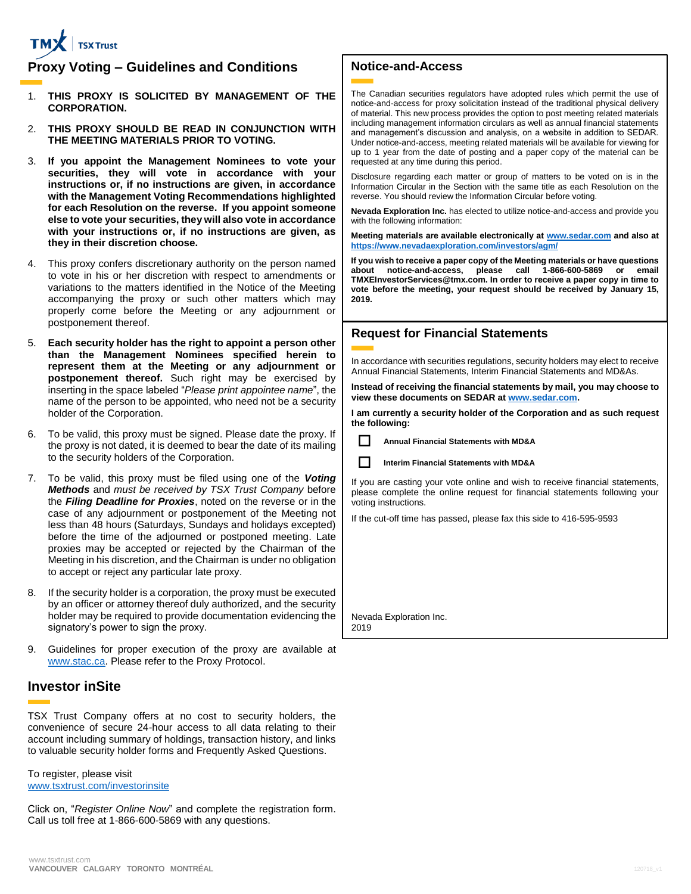TMX | TSX Trust

## Proxy Voting – Guidelines and Conditions

1. **THIS PROXY IS SOLICITED BY MANAGEMENT OF THE CORPORATION.**
2. **THIS PROXY SHOULD BE READ IN CONJUNCTION WITH THE MEETING MATERIALS PRIOR TO VOTING.**
3. **If you appoint the Management Nominees to vote your securities, they will vote in accordance with your instructions or, if no instructions are given, in accordance with the Management Voting Recommendations highlighted for each Resolution on the reverse. If you appoint someone else to vote your securities, they will also vote in accordance with your instructions or, if no instructions are given, as they in their discretion choose.**
4. This proxy confers discretionary authority on the person named to vote in his or her discretion with respect to amendments or variations to the matters identified in the Notice of the Meeting accompanying the proxy or such other matters which may properly come before the Meeting or any adjournment or postponement thereof.
5. **Each security holder has the right to appoint a person other than the Management Nominees specified herein to represent them at the Meeting or any adjournment or postponement thereof.** Such right may be exercised by inserting in the space labeled "*Please print appointee name*", the name of the person to be appointed, who need not be a security holder of the Corporation.
6. To be valid, this proxy must be signed. Please date the proxy. If the proxy is not dated, it is deemed to bear the date of its mailing to the security holders of the Corporation.
7. To be valid, this proxy must be filed using one of the ***Voting Methods*** and *must be received by TSX Trust Company* before the ***Filing Deadline for Proxies***, noted on the reverse or in the case of any adjournment or postponement of the Meeting not less than 48 hours (Saturdays, Sundays and holidays excepted) before the time of the adjourned or postponed meeting. Late proxies may be accepted or rejected by the Chairman of the Meeting in his discretion, and the Chairman is under no obligation to accept or reject any particular late proxy.
8. If the security holder is a corporation, the proxy must be executed by an officer or attorney thereof duly authorized, and the security holder may be required to provide documentation evidencing the signatory's power to sign the proxy.
9. Guidelines for proper execution of the proxy are available at www.stac.ca. Please refer to the Proxy Protocol.

## Investor inSite

TSX Trust Company offers at no cost to security holders, the convenience of secure 24-hour access to all data relating to their account including summary of holdings, transaction history, and links to valuable security holder forms and Frequently Asked Questions.

To register, please visit
www.tsxtrust.com/investorinsite

Click on, "*Register Online Now*" and complete the registration form. Call us toll free at 1-866-600-5869 with any questions.

## Notice-and-Access

The Canadian securities regulators have adopted rules which permit the use of notice-and-access for proxy solicitation instead of the traditional physical delivery of material. This new process provides the option to post meeting related materials including management information circulars as well as annual financial statements and management's discussion and analysis, on a website in addition to SEDAR. Under notice-and-access, meeting related materials will be available for viewing for up to 1 year from the date of posting and a paper copy of the material can be requested at any time during this period.

Disclosure regarding each matter or group of matters to be voted on is in the Information Circular in the Section with the same title as each Resolution on the reverse. You should review the Information Circular before voting.

**Nevada Exploration Inc.** has elected to utilize notice-and-access and provide you with the following information:

**Meeting materials are available electronically at www.sedar.com and also at https://www.nevadaexploration.com/investors/agm/**

**If you wish to receive a paper copy of the Meeting materials or have questions about notice-and-access, please call 1-866-600-5869 or email TMXEInvestorServices@tmx.com. In order to receive a paper copy in time to vote before the meeting, your request should be received by January 15, 2019.**

## Request for Financial Statements

In accordance with securities regulations, security holders may elect to receive Annual Financial Statements, Interim Financial Statements and MD&As.

**Instead of receiving the financial statements by mail, you may choose to view these documents on SEDAR at www.sedar.com.**

**I am currently a security holder of the Corporation and as such request the following:**

☐ **Annual Financial Statements with MD&A**

☐ **Interim Financial Statements with MD&A**

If you are casting your vote online and wish to receive financial statements, please complete the online request for financial statements following your voting instructions.

If the cut-off time has passed, please fax this side to 416-595-9593

Nevada Exploration Inc.
2019

www.tsxtrust.com
**VANCOUVER CALGARY TORONTO MONTRÉAL**